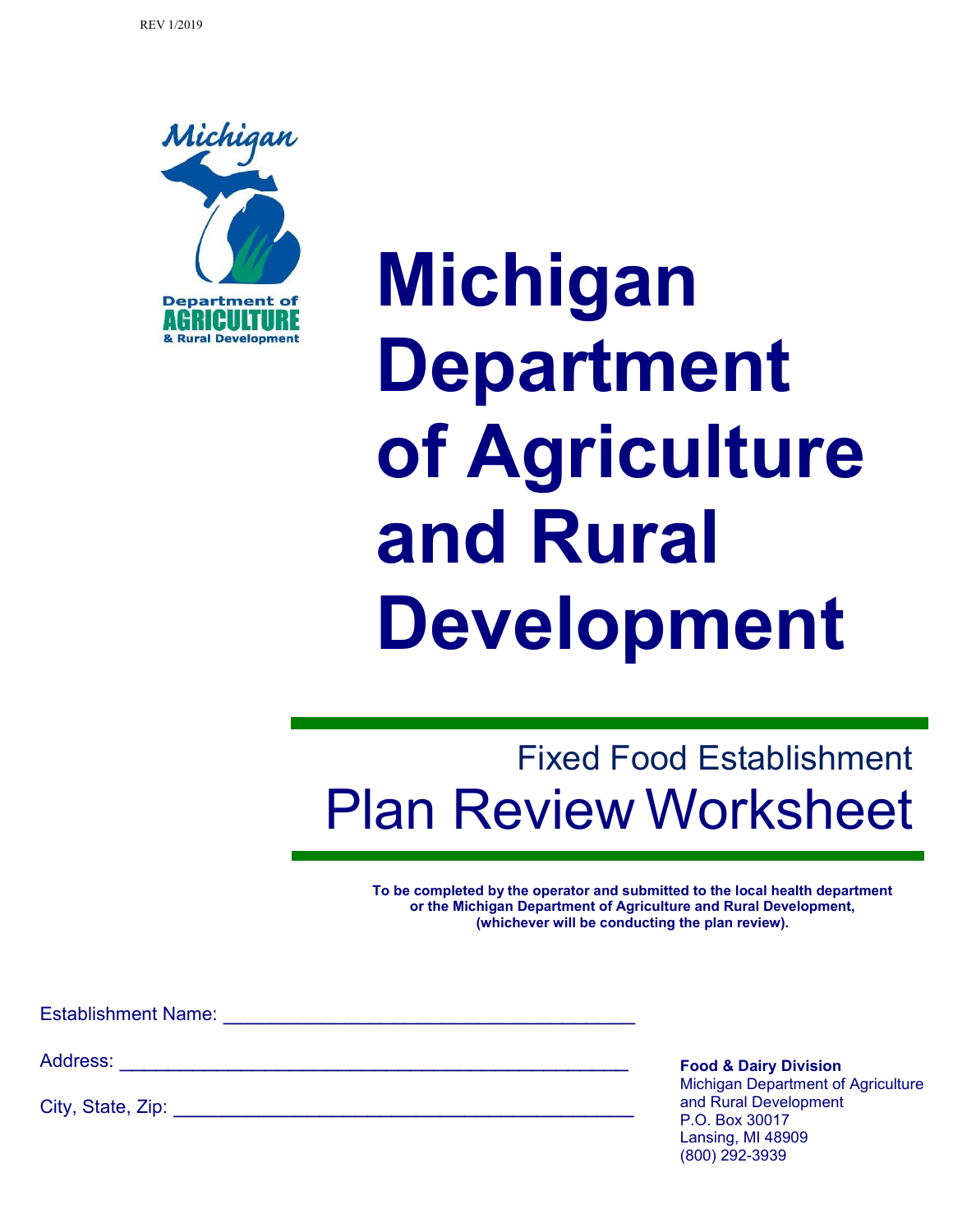REV 1/2019

# Michigan Department of Agriculture and Rural Development

## Fixed Food Establishment
## Plan Review Worksheet

**To be completed by the operator and submitted to the local health department or the Michigan Department of Agriculture and Rural Development, (whichever will be conducting the plan review).**

Establishment Name: ____________________________________

Address: ____________________________________________

City, State, Zip: _______________________________________

**Food & Dairy Division**
Michigan Department of Agriculture and Rural Development
P.O. Box 30017
Lansing, MI 48909
(800) 292-3939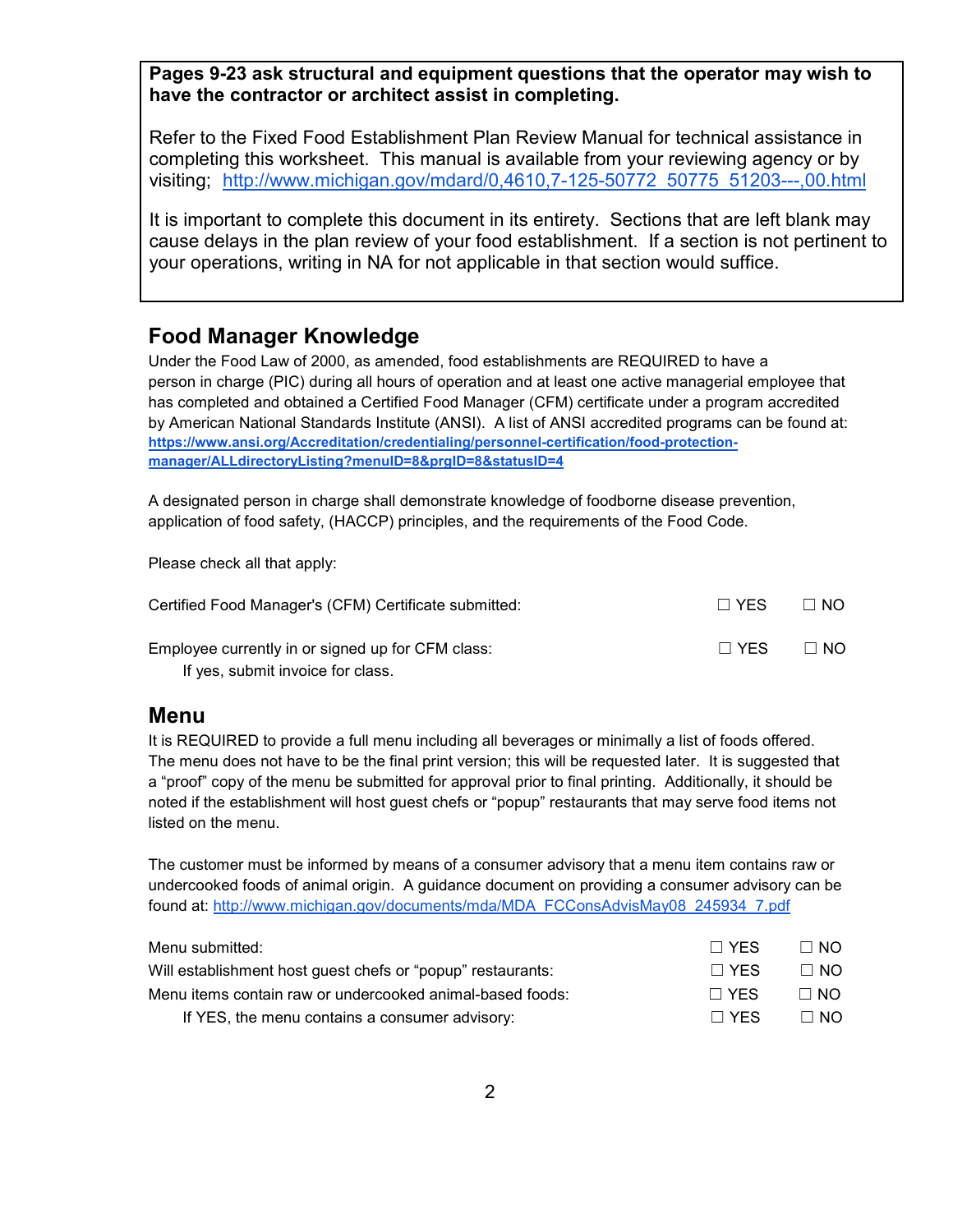**Pages 9-23 ask structural and equipment questions that the operator may wish to have the contractor or architect assist in completing.**

Refer to the Fixed Food Establishment Plan Review Manual for technical assistance in completing this worksheet. This manual is available from your reviewing agency or by visiting; http://www.michigan.gov/mdard/0,4610,7-125-50772_50775_51203---,00.html

It is important to complete this document in its entirety. Sections that are left blank may cause delays in the plan review of your food establishment. If a section is not pertinent to your operations, writing in NA for not applicable in that section would suffice.

## Food Manager Knowledge

Under the Food Law of 2000, as amended, food establishments are REQUIRED to have a person in charge (PIC) during all hours of operation and at least one active managerial employee that has completed and obtained a Certified Food Manager (CFM) certificate under a program accredited by American National Standards Institute (ANSI). A list of ANSI accredited programs can be found at: **https://www.ansi.org/Accreditation/credentialing/personnel-certification/food-protection-manager/ALLdirectoryListing?menuID=8&prgID=8&statusID=4**

A designated person in charge shall demonstrate knowledge of foodborne disease prevention, application of food safety, (HACCP) principles, and the requirements of the Food Code.

Please check all that apply:

Certified Food Manager's (CFM) Certificate submitted: ☐ YES ☐ NO

Employee currently in or signed up for CFM class: ☐ YES ☐ NO
If yes, submit invoice for class.

## Menu

It is REQUIRED to provide a full menu including all beverages or minimally a list of foods offered. The menu does not have to be the final print version; this will be requested later. It is suggested that a "proof" copy of the menu be submitted for approval prior to final printing. Additionally, it should be noted if the establishment will host guest chefs or "popup" restaurants that may serve food items not listed on the menu.

The customer must be informed by means of a consumer advisory that a menu item contains raw or undercooked foods of animal origin. A guidance document on providing a consumer advisory can be found at: http://www.michigan.gov/documents/mda/MDA_FCConsAdvisMay08_245934_7.pdf

Menu submitted: ☐ YES ☐ NO
Will establishment host guest chefs or "popup" restaurants: ☐ YES ☐ NO
Menu items contain raw or undercooked animal-based foods: ☐ YES ☐ NO
If YES, the menu contains a consumer advisory: ☐ YES ☐ NO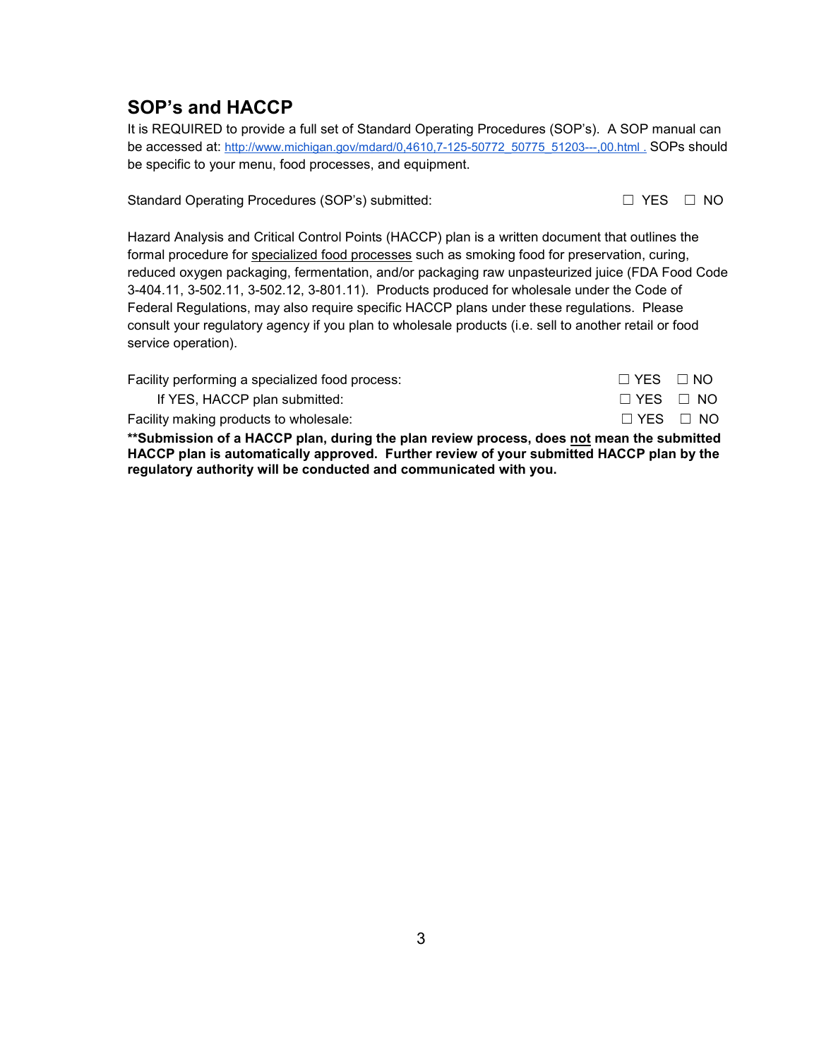## SOP's and HACCP

It is REQUIRED to provide a full set of Standard Operating Procedures (SOP's). A SOP manual can be accessed at: http://www.michigan.gov/mdard/0,4610,7-125-50772_50775_51203---,00.html . SOPs should be specific to your menu, food processes, and equipment.

Standard Operating Procedures (SOP's) submitted: ☐ YES ☐ NO

Hazard Analysis and Critical Control Points (HACCP) plan is a written document that outlines the formal procedure for specialized food processes such as smoking food for preservation, curing, reduced oxygen packaging, fermentation, and/or packaging raw unpasteurized juice (FDA Food Code 3-404.11, 3-502.11, 3-502.12, 3-801.11). Products produced for wholesale under the Code of Federal Regulations, may also require specific HACCP plans under these regulations. Please consult your regulatory agency if you plan to wholesale products (i.e. sell to another retail or food service operation).

Facility performing a specialized food process: ☐ YES ☐ NO

If YES, HACCP plan submitted: ☐ YES ☐ NO

Facility making products to wholesale: ☐ YES ☐ NO

**Submission of a HACCP plan, during the plan review process, does not mean the submitted HACCP plan is automatically approved. Further review of your submitted HACCP plan by the regulatory authority will be conducted and communicated with you.**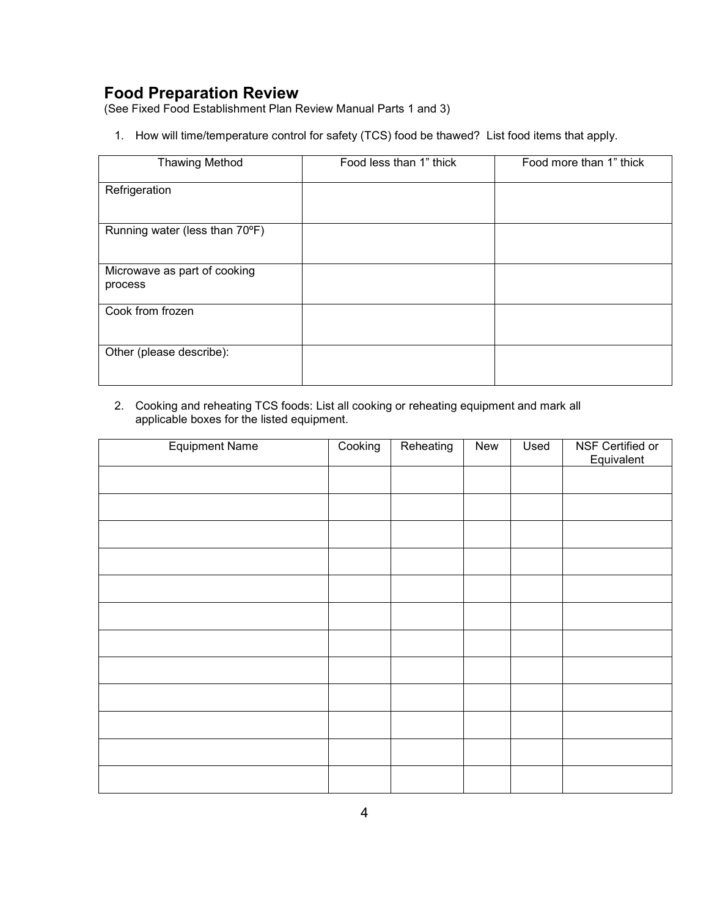## Food Preparation Review

(See Fixed Food Establishment Plan Review Manual Parts 1 and 3)

1. How will time/temperature control for safety (TCS) food be thawed? List food items that apply.

| Thawing Method | Food less than 1" thick | Food more than 1" thick |
|---|---|---|
| Refrigeration | | |
| Running water (less than 70ºF) | | |
| Microwave as part of cooking process | | |
| Cook from frozen | | |
| Other (please describe): | | |

2. Cooking and reheating TCS foods: List all cooking or reheating equipment and mark all applicable boxes for the listed equipment.

| Equipment Name | Cooking | Reheating | New | Used | NSF Certified or Equivalent |
|---|---|---|---|---|---|
| | | | | | |
| | | | | | |
| | | | | | |
| | | | | | |
| | | | | | |
| | | | | | |
| | | | | | |
| | | | | | |
| | | | | | |
| | | | | | |
| | | | | | |
| | | | | | |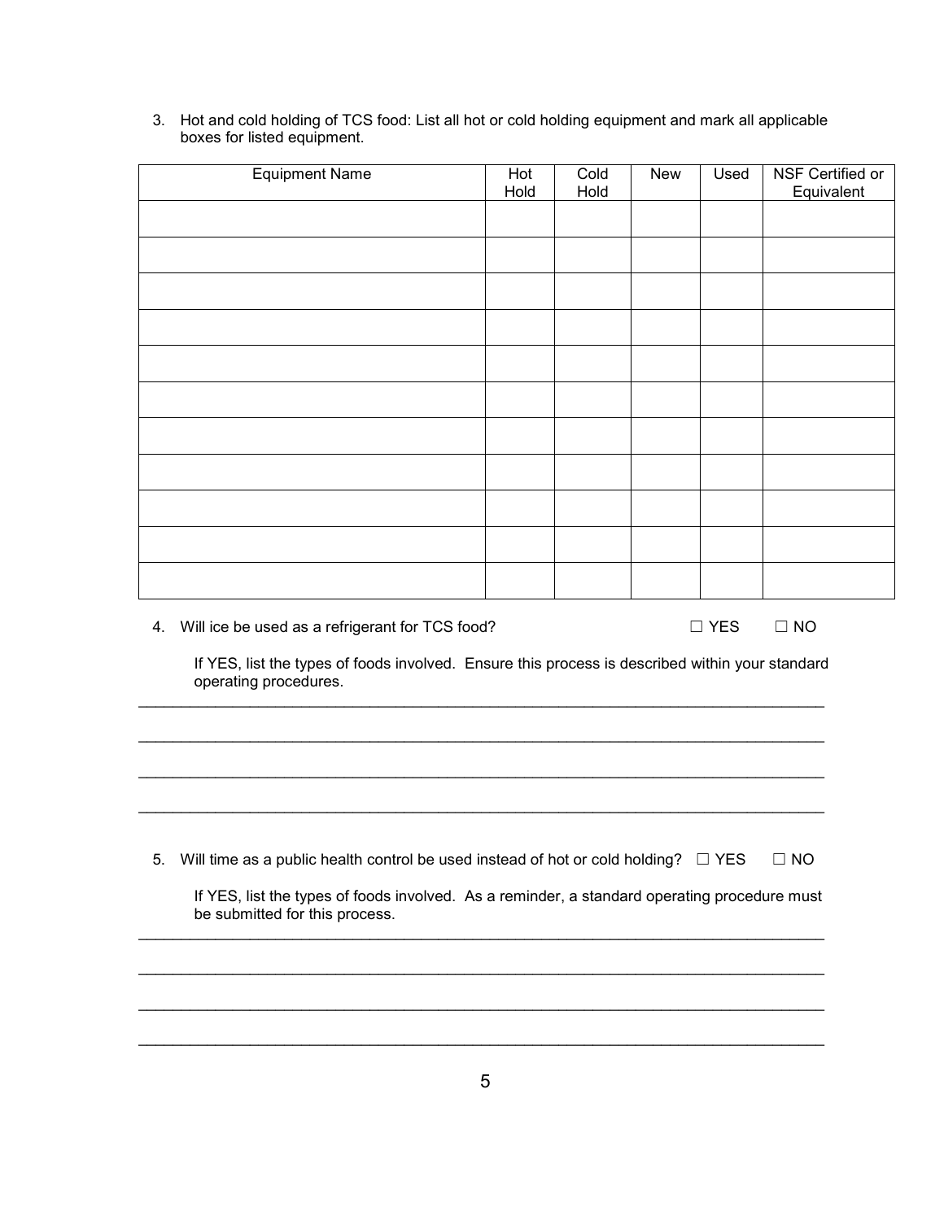3. Hot and cold holding of TCS food: List all hot or cold holding equipment and mark all applicable boxes for listed equipment.

| Equipment Name | Hot Hold | Cold Hold | New | Used | NSF Certified or Equivalent |
|---|---|---|---|---|---|
| | | | | | |
| | | | | | |
| | | | | | |
| | | | | | |
| | | | | | |
| | | | | | |
| | | | | | |
| | | | | | |
| | | | | | |
| | | | | | |
| | | | | | |

4. Will ice be used as a refrigerant for TCS food? ☐ YES ☐ NO

   If YES, list the types of foods involved. Ensure this process is described within your standard operating procedures.

_______________________________________________________________________________

_______________________________________________________________________________

_______________________________________________________________________________

_______________________________________________________________________________

5. Will time as a public health control be used instead of hot or cold holding? ☐ YES ☐ NO

   If YES, list the types of foods involved. As a reminder, a standard operating procedure must be submitted for this process.

_______________________________________________________________________________

_______________________________________________________________________________

_______________________________________________________________________________

_______________________________________________________________________________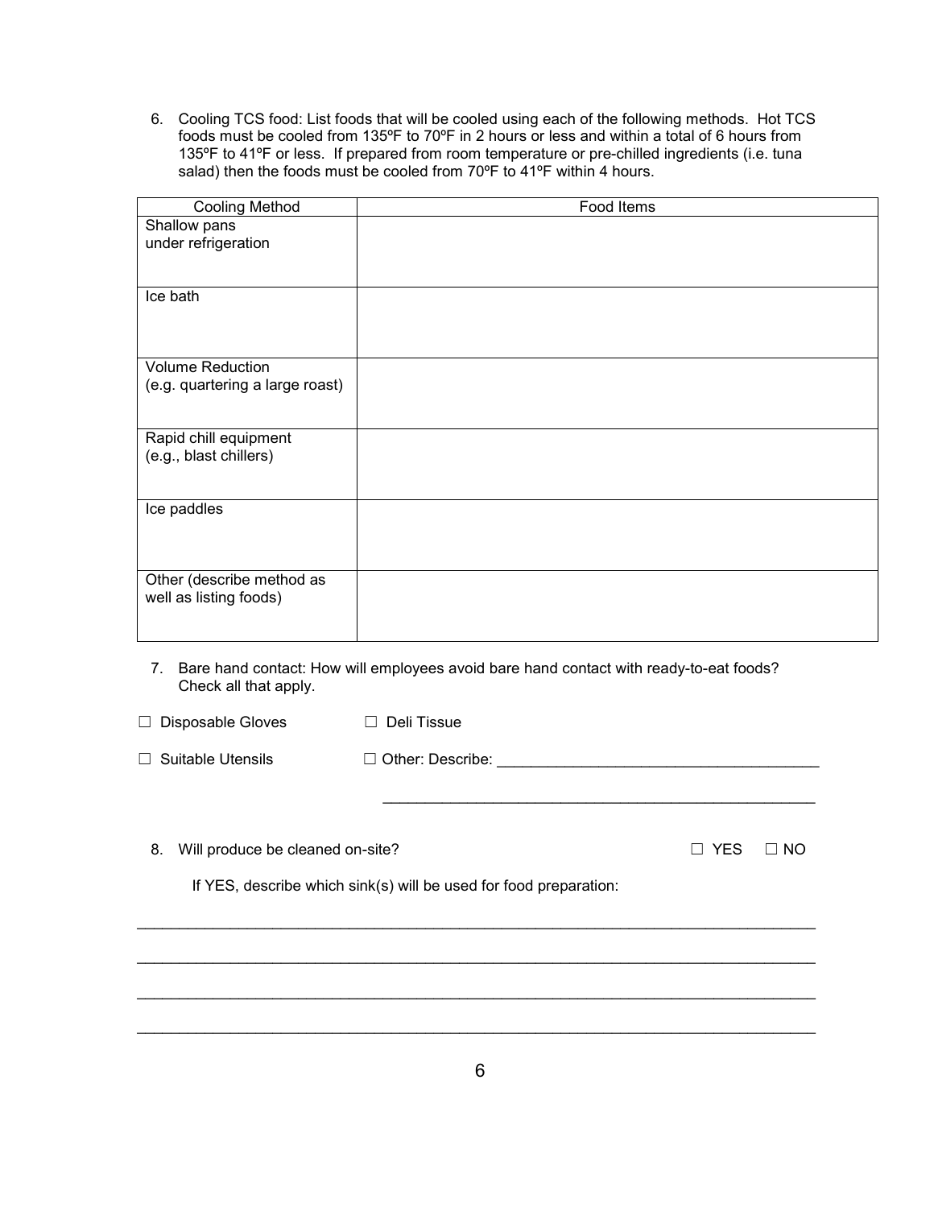6. Cooling TCS food: List foods that will be cooled using each of the following methods. Hot TCS foods must be cooled from 135ºF to 70ºF in 2 hours or less and within a total of 6 hours from 135ºF to 41ºF or less. If prepared from room temperature or pre-chilled ingredients (i.e. tuna salad) then the foods must be cooled from 70ºF to 41ºF within 4 hours.

| Cooling Method | Food Items |
| --- | --- |
| Shallow pans under refrigeration | |
| Ice bath | |
| Volume Reduction (e.g. quartering a large roast) | |
| Rapid chill equipment (e.g., blast chillers) | |
| Ice paddles | |
| Other (describe method as well as listing foods) | |

7. Bare hand contact: How will employees avoid bare hand contact with ready-to-eat foods? Check all that apply.

☐ Disposable Gloves ☐ Deli Tissue

☐ Suitable Utensils ☐ Other: Describe: ______________________________________

______________________________________________________

8. Will produce be cleaned on-site? ☐ YES ☐ NO

If YES, describe which sink(s) will be used for food preparation:

________________________________________________________________________________

________________________________________________________________________________

________________________________________________________________________________

________________________________________________________________________________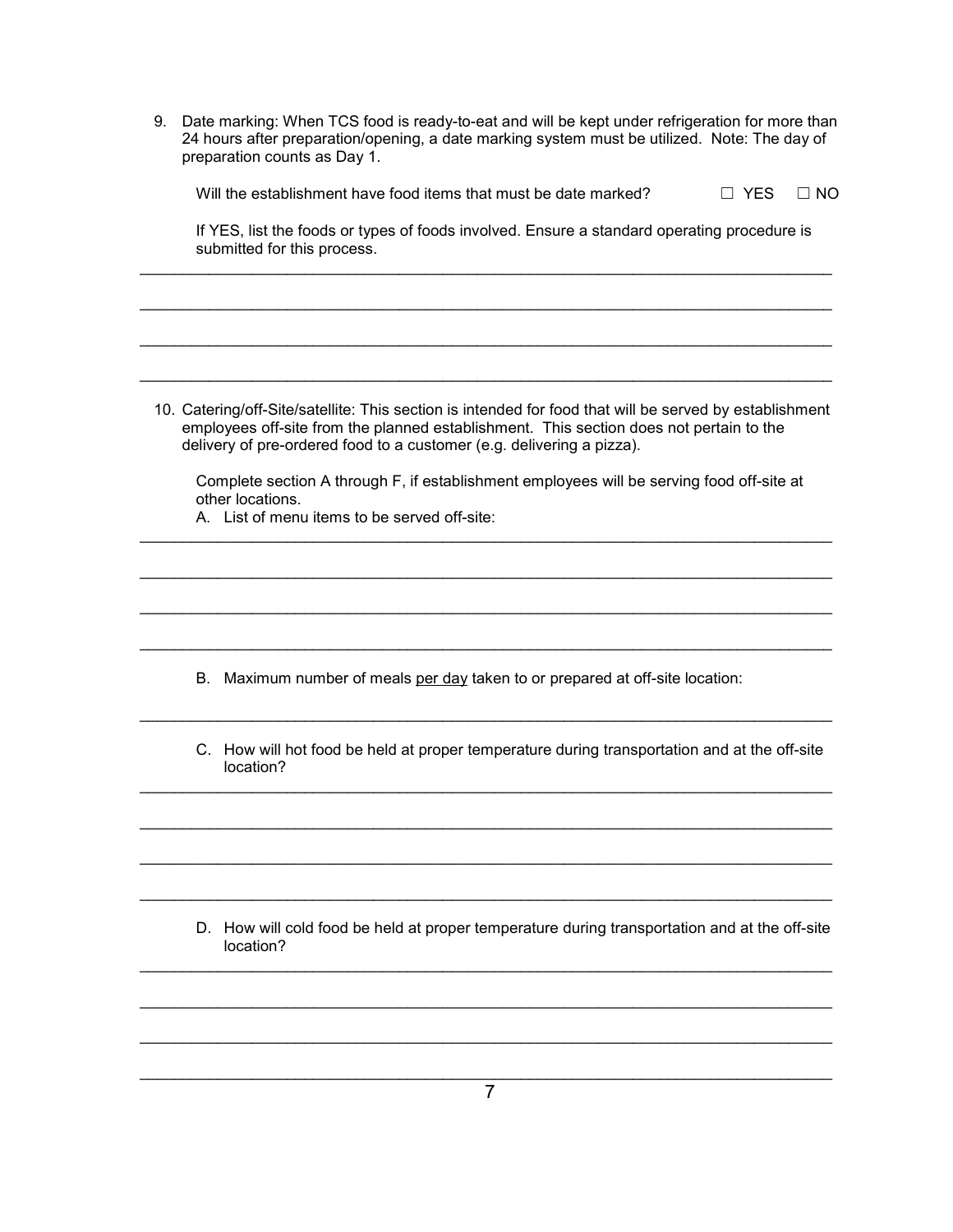9. Date marking: When TCS food is ready-to-eat and will be kept under refrigeration for more than 24 hours after preparation/opening, a date marking system must be utilized. Note: The day of preparation counts as Day 1.

   Will the establishment have food items that must be date marked? ☐ YES ☐ NO

   If YES, list the foods or types of foods involved. Ensure a standard operating procedure is submitted for this process.

   ______________________________________________________________________________

   ______________________________________________________________________________

   ______________________________________________________________________________

   ______________________________________________________________________________

10. Catering/off-Site/satellite: This section is intended for food that will be served by establishment employees off-site from the planned establishment. This section does not pertain to the delivery of pre-ordered food to a customer (e.g. delivering a pizza).

    Complete section A through F, if establishment employees will be serving food off-site at other locations.

    A. List of menu items to be served off-site:

    ______________________________________________________________________________

    ______________________________________________________________________________

    ______________________________________________________________________________

    ______________________________________________________________________________

    B. Maximum number of meals <u>per day</u> taken to or prepared at off-site location:

    ______________________________________________________________________________

    C. How will hot food be held at proper temperature during transportation and at the off-site location?

    ______________________________________________________________________________

    ______________________________________________________________________________

    ______________________________________________________________________________

    ______________________________________________________________________________

    D. How will cold food be held at proper temperature during transportation and at the off-site location?

    ______________________________________________________________________________

    ______________________________________________________________________________

    ______________________________________________________________________________

    ______________________________________________________________________________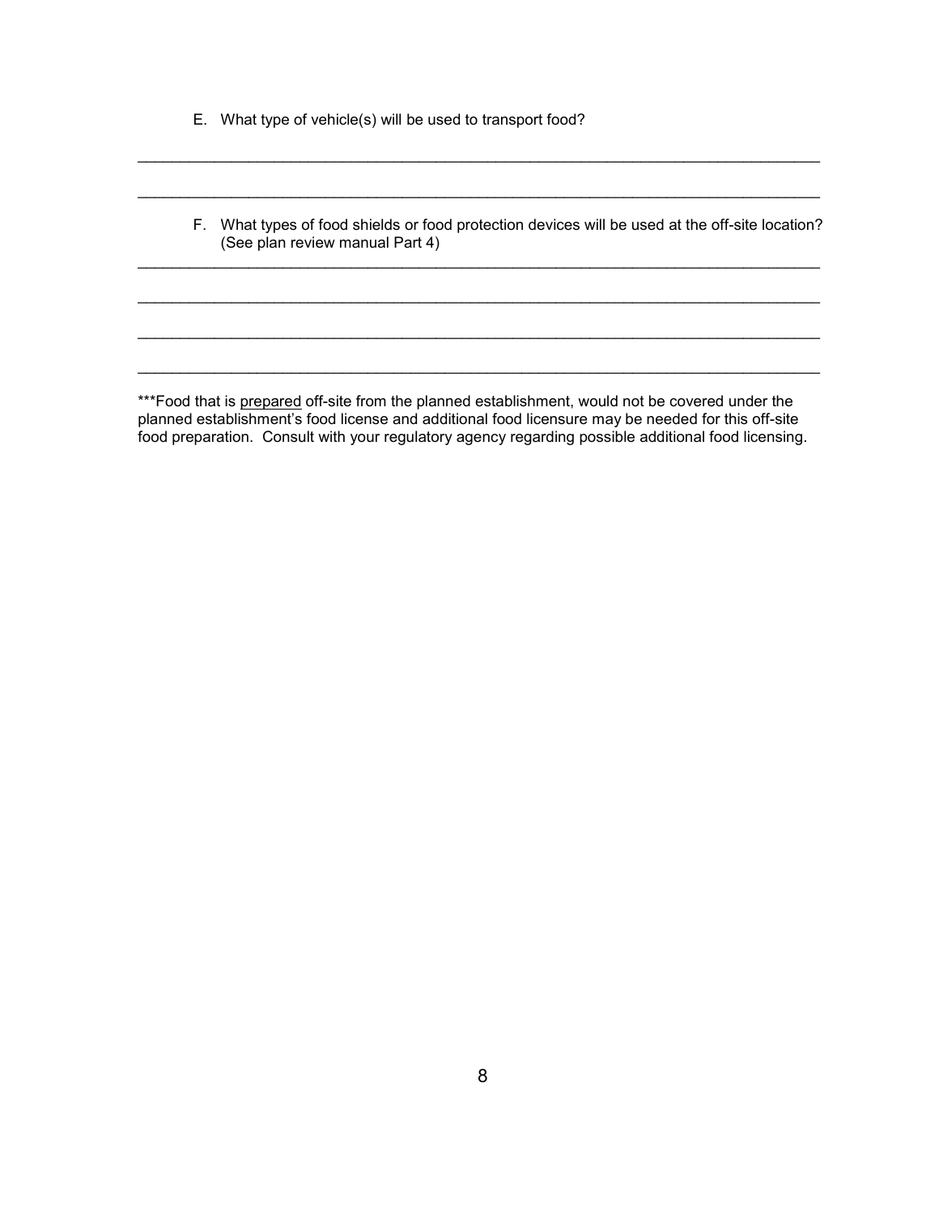E. What type of vehicle(s) will be used to transport food?

_______________________________________________________________________________

_______________________________________________________________________________

F. What types of food shields or food protection devices will be used at the off-site location? (See plan review manual Part 4)

_______________________________________________________________________________

_______________________________________________________________________________

_______________________________________________________________________________

_______________________________________________________________________________

***Food that is <u>prepared</u> off-site from the planned establishment, would not be covered under the planned establishment's food license and additional food licensure may be needed for this off-site food preparation. Consult with your regulatory agency regarding possible additional food licensing.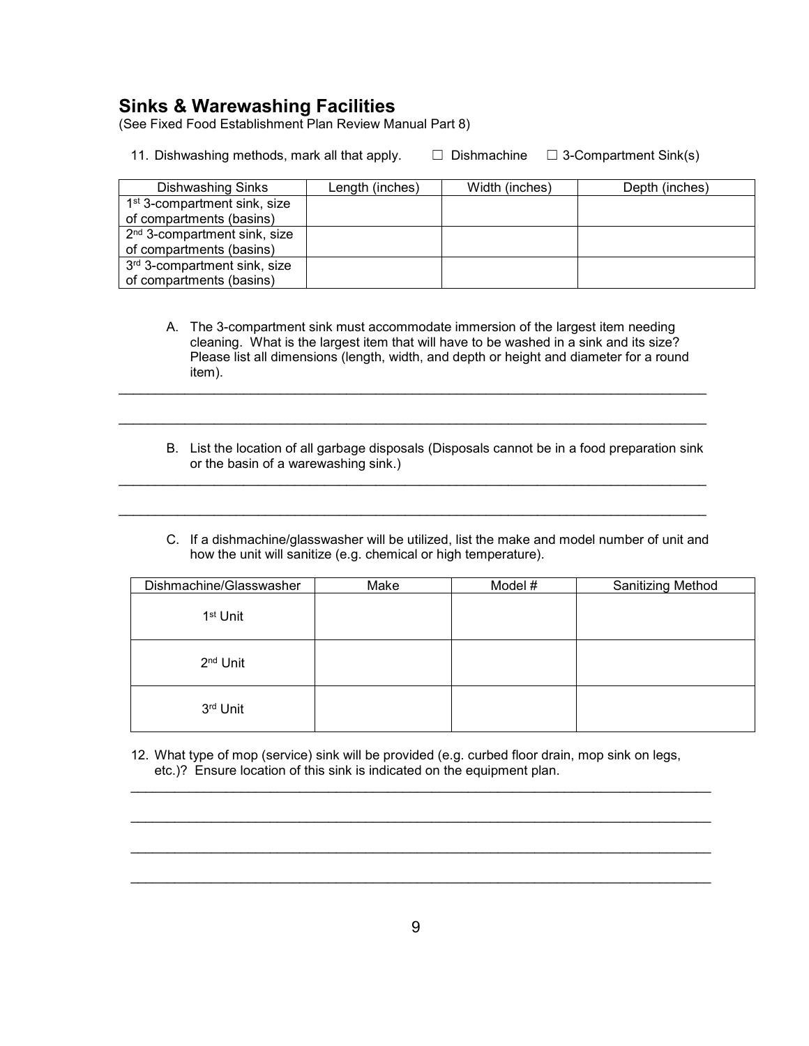## Sinks & Warewashing Facilities

(See Fixed Food Establishment Plan Review Manual Part 8)

11. Dishwashing methods, mark all that apply. ☐ Dishmachine ☐ 3-Compartment Sink(s)

| Dishwashing Sinks | Length (inches) | Width (inches) | Depth (inches) |
|---|---|---|---|
| 1st 3-compartment sink, size of compartments (basins) | | | |
| 2nd 3-compartment sink, size of compartments (basins) | | | |
| 3rd 3-compartment sink, size of compartments (basins) | | | |

A. The 3-compartment sink must accommodate immersion of the largest item needing cleaning. What is the largest item that will have to be washed in a sink and its size? Please list all dimensions (length, width, and depth or height and diameter for a round item).

___________________________________________________________________________

___________________________________________________________________________

B. List the location of all garbage disposals (Disposals cannot be in a food preparation sink or the basin of a warewashing sink.)

___________________________________________________________________________

___________________________________________________________________________

C. If a dishmachine/glasswasher will be utilized, list the make and model number of unit and how the unit will sanitize (e.g. chemical or high temperature).

| Dishmachine/Glasswasher | Make | Model # | Sanitizing Method |
|---|---|---|---|
| 1st Unit | | | |
| 2nd Unit | | | |
| 3rd Unit | | | |

12. What type of mop (service) sink will be provided (e.g. curbed floor drain, mop sink on legs, etc.)? Ensure location of this sink is indicated on the equipment plan.

___________________________________________________________________________

___________________________________________________________________________

___________________________________________________________________________

___________________________________________________________________________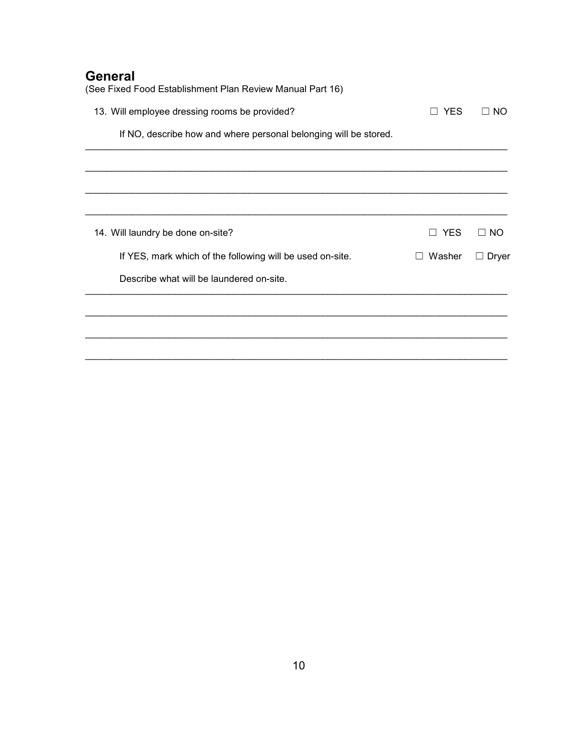## General

(See Fixed Food Establishment Plan Review Manual Part 16)

13. Will employee dressing rooms be provided? ☐ YES ☐ NO

    If NO, describe how and where personal belonging will be stored.

______________________________________________________________________________

______________________________________________________________________________

______________________________________________________________________________

______________________________________________________________________________

14. Will laundry be done on-site? ☐ YES ☐ NO

    If YES, mark which of the following will be used on-site. ☐ Washer ☐ Dryer

    Describe what will be laundered on-site.

______________________________________________________________________________

______________________________________________________________________________

______________________________________________________________________________

______________________________________________________________________________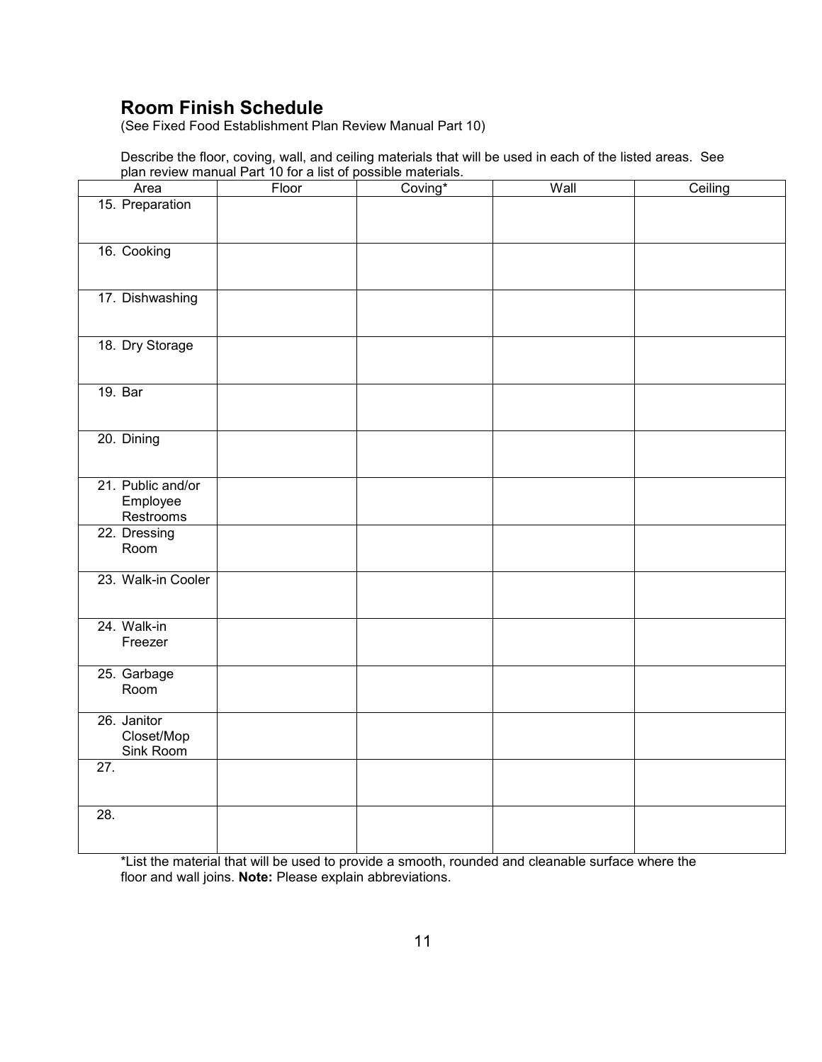## Room Finish Schedule

(See Fixed Food Establishment Plan Review Manual Part 10)

Describe the floor, coving, wall, and ceiling materials that will be used in each of the listed areas. See plan review manual Part 10 for a list of possible materials.

| Area | Floor | Coving* | Wall | Ceiling |
|---|---|---|---|---|
| 15. Preparation | | | | |
| 16. Cooking | | | | |
| 17. Dishwashing | | | | |
| 18. Dry Storage | | | | |
| 19. Bar | | | | |
| 20. Dining | | | | |
| 21. Public and/or Employee Restrooms | | | | |
| 22. Dressing Room | | | | |
| 23. Walk-in Cooler | | | | |
| 24. Walk-in Freezer | | | | |
| 25. Garbage Room | | | | |
| 26. Janitor Closet/Mop Sink Room | | | | |
| 27. | | | | |
| 28. | | | | |

*List the material that will be used to provide a smooth, rounded and cleanable surface where the floor and wall joins. **Note:** Please explain abbreviations.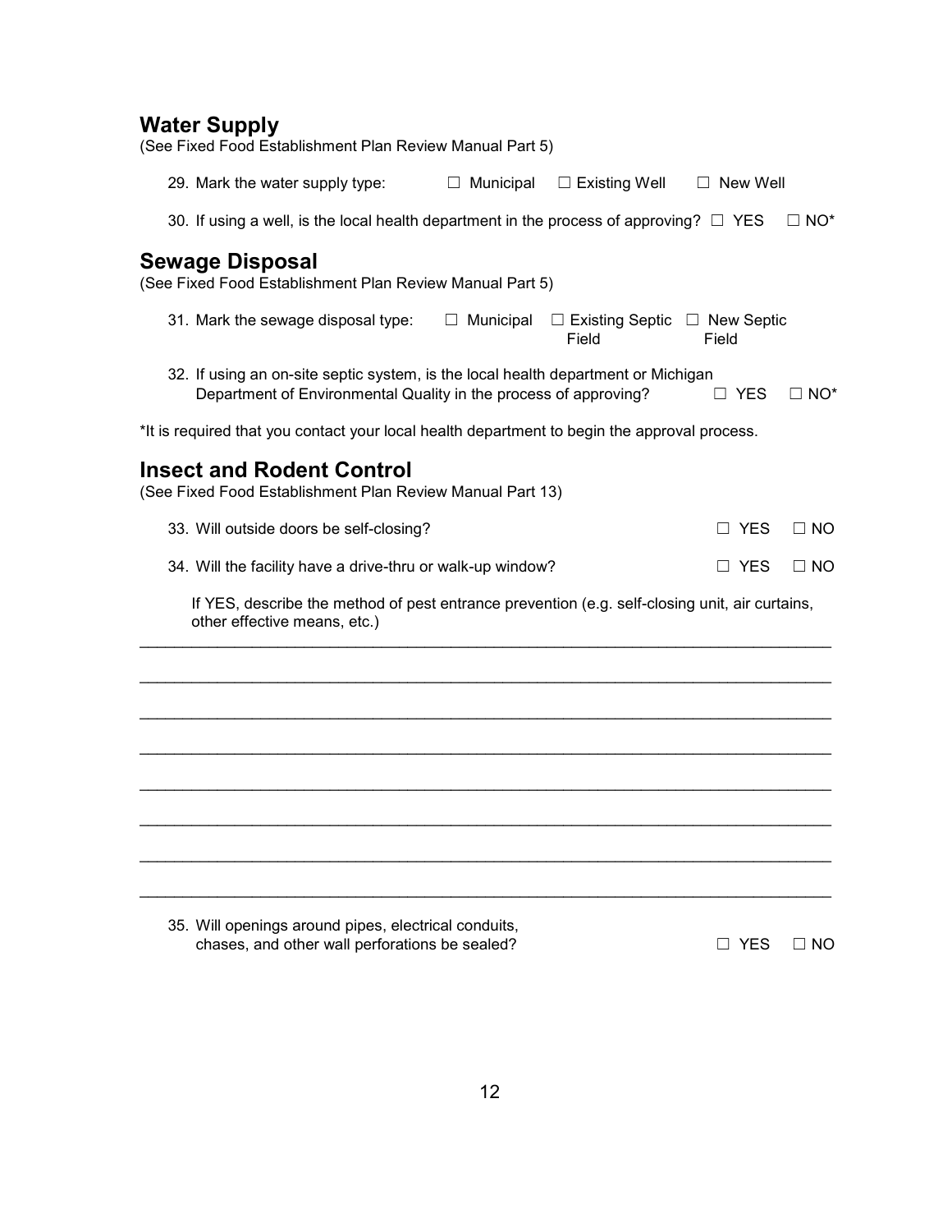## Water Supply

(See Fixed Food Establishment Plan Review Manual Part 5)

29. Mark the water supply type: ☐ Municipal ☐ Existing Well ☐ New Well

30. If using a well, is the local health department in the process of approving? ☐ YES ☐ NO*

## Sewage Disposal

(See Fixed Food Establishment Plan Review Manual Part 5)

31. Mark the sewage disposal type: ☐ Municipal ☐ Existing Septic Field ☐ New Septic Field

32. If using an on-site septic system, is the local health department or Michigan Department of Environmental Quality in the process of approving? ☐ YES ☐ NO*

*It is required that you contact your local health department to begin the approval process.

## Insect and Rodent Control

(See Fixed Food Establishment Plan Review Manual Part 13)

33. Will outside doors be self-closing? ☐ YES ☐ NO

34. Will the facility have a drive-thru or walk-up window? ☐ YES ☐ NO

If YES, describe the method of pest entrance prevention (e.g. self-closing unit, air curtains, other effective means, etc.)

________________________________________________________________________________

________________________________________________________________________________

________________________________________________________________________________

________________________________________________________________________________

________________________________________________________________________________

________________________________________________________________________________

________________________________________________________________________________

________________________________________________________________________________

35. Will openings around pipes, electrical conduits, chases, and other wall perforations be sealed? ☐ YES ☐ NO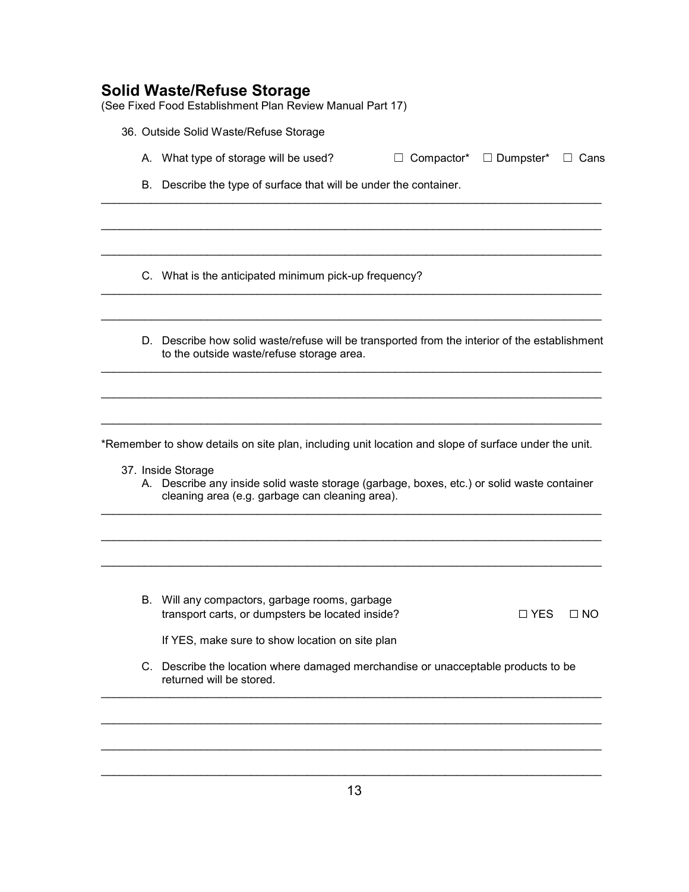## Solid Waste/Refuse Storage

(See Fixed Food Establishment Plan Review Manual Part 17)

36. Outside Solid Waste/Refuse Storage

   A. What type of storage will be used? ☐ Compactor* ☐ Dumpster* ☐ Cans

   B. Describe the type of surface that will be under the container.

______________________________________________________________________________

______________________________________________________________________________

______________________________________________________________________________

   C. What is the anticipated minimum pick-up frequency?

______________________________________________________________________________

______________________________________________________________________________

   D. Describe how solid waste/refuse will be transported from the interior of the establishment to the outside waste/refuse storage area.

______________________________________________________________________________

______________________________________________________________________________

______________________________________________________________________________

*Remember to show details on site plan, including unit location and slope of surface under the unit.

37. Inside Storage

   A. Describe any inside solid waste storage (garbage, boxes, etc.) or solid waste container cleaning area (e.g. garbage can cleaning area).

______________________________________________________________________________

______________________________________________________________________________

______________________________________________________________________________

   B. Will any compactors, garbage rooms, garbage transport carts, or dumpsters be located inside? ☐ YES ☐ NO

      If YES, make sure to show location on site plan

   C. Describe the location where damaged merchandise or unacceptable products to be returned will be stored.

______________________________________________________________________________

______________________________________________________________________________

______________________________________________________________________________

______________________________________________________________________________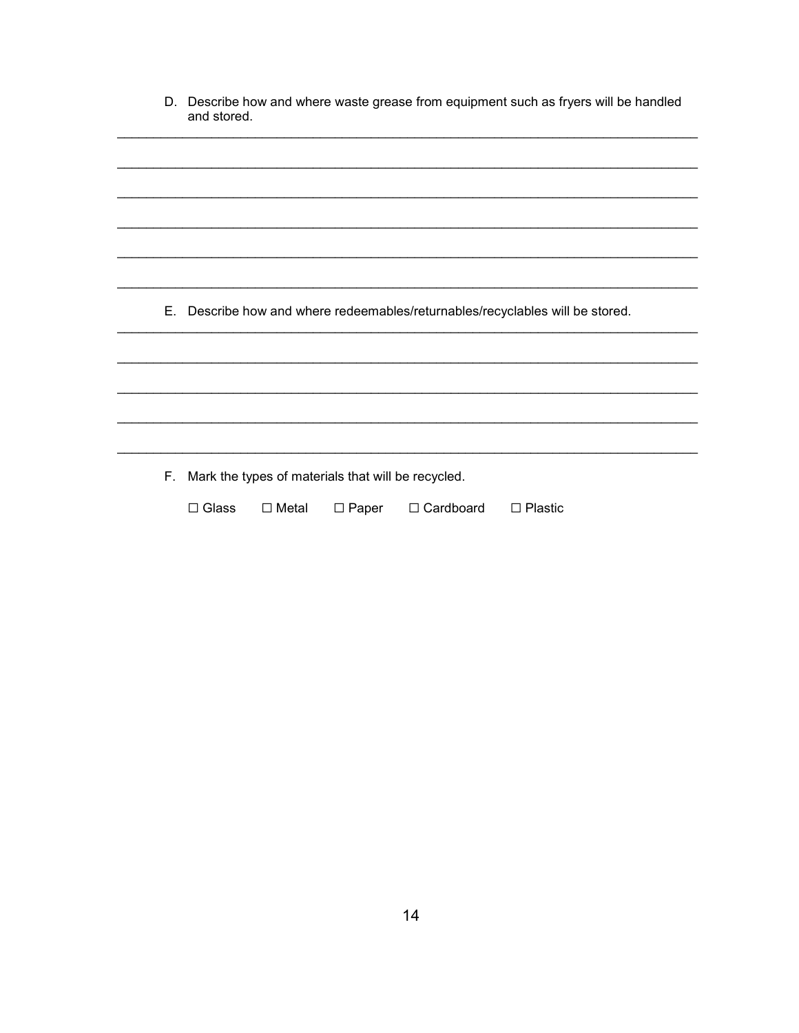D. Describe how and where waste grease from equipment such as fryers will be handled and stored.

______________________________________________________________________________

______________________________________________________________________________

______________________________________________________________________________

______________________________________________________________________________

______________________________________________________________________________

______________________________________________________________________________

E. Describe how and where redeemables/returnables/recyclables will be stored.

______________________________________________________________________________

______________________________________________________________________________

______________________________________________________________________________

______________________________________________________________________________

______________________________________________________________________________

F. Mark the types of materials that will be recycled.

☐ Glass ☐ Metal ☐ Paper ☐ Cardboard ☐ Plastic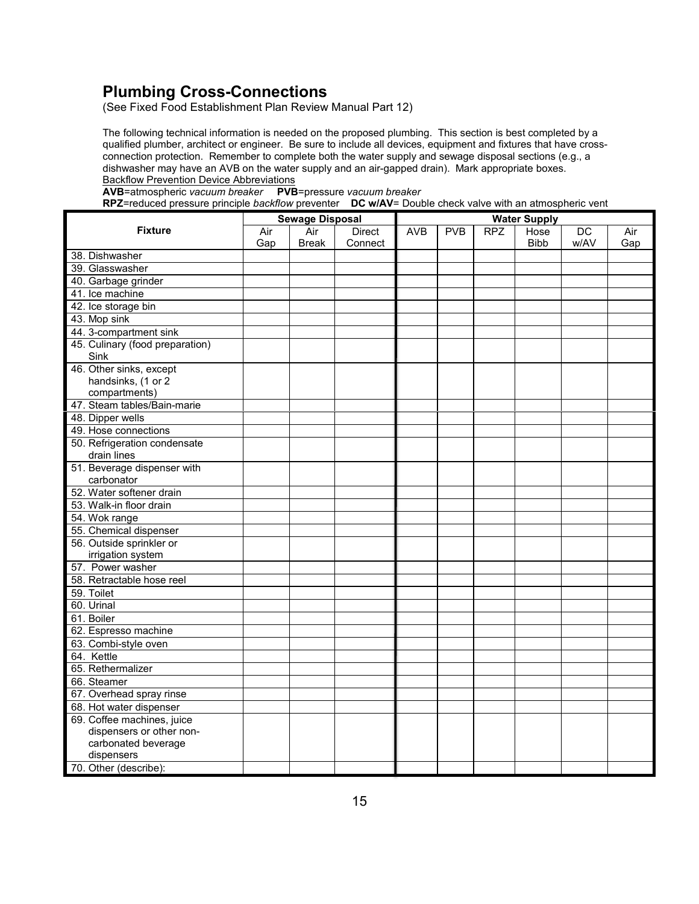## Plumbing Cross-Connections

(See Fixed Food Establishment Plan Review Manual Part 12)

The following technical information is needed on the proposed plumbing. This section is best completed by a qualified plumber, architect or engineer. Be sure to include all devices, equipment and fixtures that have cross-connection protection. Remember to complete both the water supply and sewage disposal sections (e.g., a dishwasher may have an AVB on the water supply and an air-gapped drain). Mark appropriate boxes.

Backflow Prevention Device Abbreviations

**AVB**=atmospheric *vacuum breaker* **PVB**=pressure *vacuum breaker*

**RPZ**=reduced pressure principle *backflow* preventer **DC w/AV**= Double check valve with an atmospheric vent

| Fixture | Sewage Disposal | | | Water Supply | | | | | |
|---|---|---|---|---|---|---|---|---|---|
| | Air Gap | Air Break | Direct Connect | AVB | PVB | RPZ | Hose Bibb | DC w/AV | Air Gap |
| 38. Dishwasher | | | | | | | | | |
| 39. Glasswasher | | | | | | | | | |
| 40. Garbage grinder | | | | | | | | | |
| 41. Ice machine | | | | | | | | | |
| 42. Ice storage bin | | | | | | | | | |
| 43. Mop sink | | | | | | | | | |
| 44. 3-compartment sink | | | | | | | | | |
| 45. Culinary (food preparation) Sink | | | | | | | | | |
| 46. Other sinks, except handsinks, (1 or 2 compartments) | | | | | | | | | |
| 47. Steam tables/Bain-marie | | | | | | | | | |
| 48. Dipper wells | | | | | | | | | |
| 49. Hose connections | | | | | | | | | |
| 50. Refrigeration condensate drain lines | | | | | | | | | |
| 51. Beverage dispenser with carbonator | | | | | | | | | |
| 52. Water softener drain | | | | | | | | | |
| 53. Walk-in floor drain | | | | | | | | | |
| 54. Wok range | | | | | | | | | |
| 55. Chemical dispenser | | | | | | | | | |
| 56. Outside sprinkler or irrigation system | | | | | | | | | |
| 57. Power washer | | | | | | | | | |
| 58. Retractable hose reel | | | | | | | | | |
| 59. Toilet | | | | | | | | | |
| 60. Urinal | | | | | | | | | |
| 61. Boiler | | | | | | | | | |
| 62. Espresso machine | | | | | | | | | |
| 63. Combi-style oven | | | | | | | | | |
| 64. Kettle | | | | | | | | | |
| 65. Rethermalizer | | | | | | | | | |
| 66. Steamer | | | | | | | | | |
| 67. Overhead spray rinse | | | | | | | | | |
| 68. Hot water dispenser | | | | | | | | | |
| 69. Coffee machines, juice dispensers or other non-carbonated beverage dispensers | | | | | | | | | |
| 70. Other (describe): | | | | | | | | | |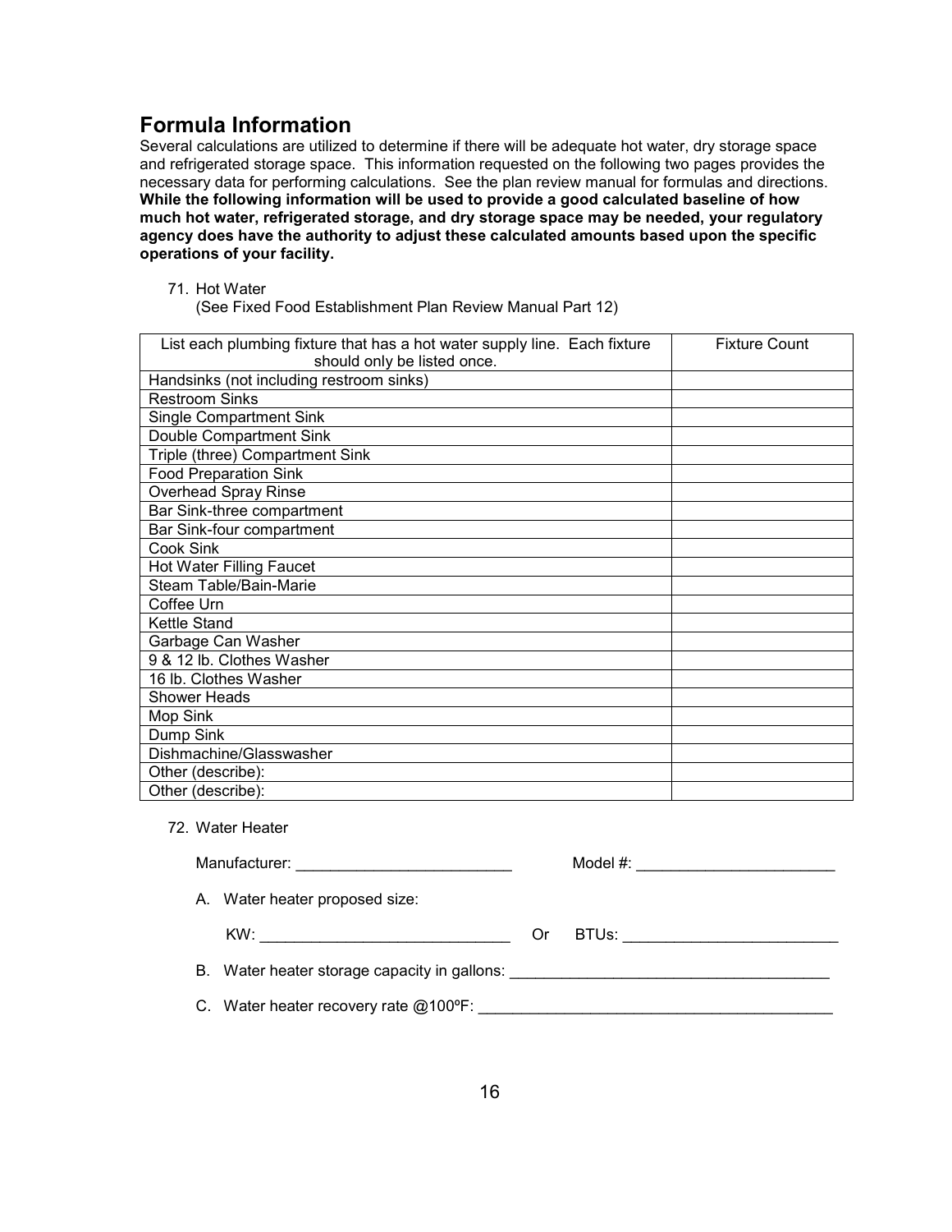## Formula Information

Several calculations are utilized to determine if there will be adequate hot water, dry storage space and refrigerated storage space. This information requested on the following two pages provides the necessary data for performing calculations. See the plan review manual for formulas and directions. **While the following information will be used to provide a good calculated baseline of how much hot water, refrigerated storage, and dry storage space may be needed, your regulatory agency does have the authority to adjust these calculated amounts based upon the specific operations of your facility.**

71. Hot Water
    (See Fixed Food Establishment Plan Review Manual Part 12)

| List each plumbing fixture that has a hot water supply line. Each fixture should only be listed once. | Fixture Count |
|---|---|
| Handsinks (not including restroom sinks) | |
| Restroom Sinks | |
| Single Compartment Sink | |
| Double Compartment Sink | |
| Triple (three) Compartment Sink | |
| Food Preparation Sink | |
| Overhead Spray Rinse | |
| Bar Sink-three compartment | |
| Bar Sink-four compartment | |
| Cook Sink | |
| Hot Water Filling Faucet | |
| Steam Table/Bain-Marie | |
| Coffee Urn | |
| Kettle Stand | |
| Garbage Can Washer | |
| 9 & 12 lb. Clothes Washer | |
| 16 lb. Clothes Washer | |
| Shower Heads | |
| Mop Sink | |
| Dump Sink | |
| Dishmachine/Glasswasher | |
| Other (describe): | |
| Other (describe): | |

72. Water Heater

    Manufacturer: _________________________ Model #: _______________________

    A. Water heater proposed size:

       KW: ____________________________ Or BTUs: ________________________

    B. Water heater storage capacity in gallons: ____________________________________

    C. Water heater recovery rate @100ºF: ________________________________________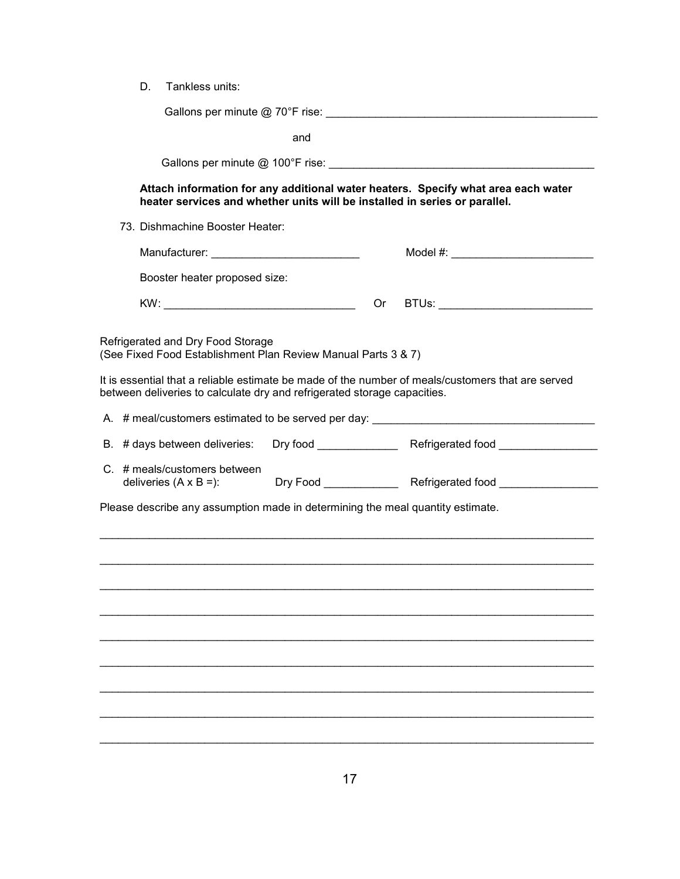D. Tankless units:

Gallons per minute @ 70°F rise: ____________________________________________

and

Gallons per minute @ 100°F rise: ___________________________________________

**Attach information for any additional water heaters. Specify what area each water heater services and whether units will be installed in series or parallel.**

73. Dishmachine Booster Heater:

Manufacturer: ________________________ Model #: ______________________

Booster heater proposed size:

KW: ______________________________ Or BTUs: ________________________

Refrigerated and Dry Food Storage
(See Fixed Food Establishment Plan Review Manual Parts 3 & 7)

It is essential that a reliable estimate be made of the number of meals/customers that are served between deliveries to calculate dry and refrigerated storage capacities.

A. # meal/customers estimated to be served per day: ___________________________________

B. # days between deliveries: Dry food _____________ Refrigerated food _______________

C. # meals/customers between deliveries (A x B =): Dry Food ____________ Refrigerated food _______________

Please describe any assumption made in determining the meal quantity estimate.

_______________________________________________________________________________

_______________________________________________________________________________

_______________________________________________________________________________

_______________________________________________________________________________

_______________________________________________________________________________

_______________________________________________________________________________

_______________________________________________________________________________

_______________________________________________________________________________

_______________________________________________________________________________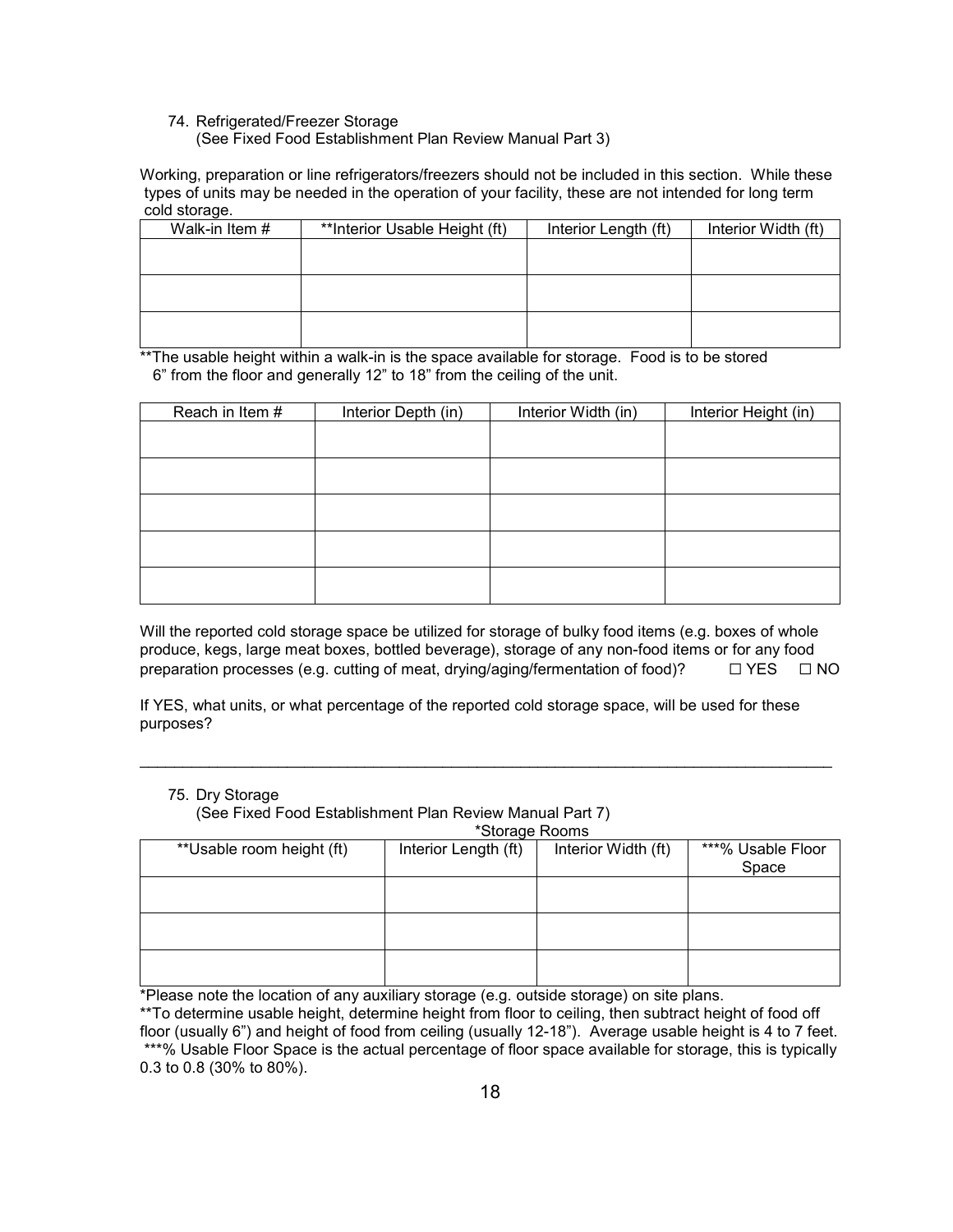74. Refrigerated/Freezer Storage
    (See Fixed Food Establishment Plan Review Manual Part 3)

Working, preparation or line refrigerators/freezers should not be included in this section. While these types of units may be needed in the operation of your facility, these are not intended for long term cold storage.

| Walk-in Item # | **Interior Usable Height (ft) | Interior Length (ft) | Interior Width (ft) |
|---|---|---|---|
| | | | |
| | | | |
| | | | |

**The usable height within a walk-in is the space available for storage. Food is to be stored 6" from the floor and generally 12" to 18" from the ceiling of the unit.

| Reach in Item # | Interior Depth (in) | Interior Width (in) | Interior Height (in) |
|---|---|---|---|
| | | | |
| | | | |
| | | | |
| | | | |
| | | | |

Will the reported cold storage space be utilized for storage of bulky food items (e.g. boxes of whole produce, kegs, large meat boxes, bottled beverage), storage of any non-food items or for any food preparation processes (e.g. cutting of meat, drying/aging/fermentation of food)? ☐ YES ☐ NO

If YES, what units, or what percentage of the reported cold storage space, will be used for these purposes?

_______________________________________________________________________________

75. Dry Storage
    (See Fixed Food Establishment Plan Review Manual Part 7)

| *Storage Rooms | | | |
|---|---|---|---|
| **Usable room height (ft) | Interior Length (ft) | Interior Width (ft) | ***% Usable Floor Space |
| | | | |
| | | | |
| | | | |

*Please note the location of any auxiliary storage (e.g. outside storage) on site plans.
**To determine usable height, determine height from floor to ceiling, then subtract height of food off floor (usually 6") and height of food from ceiling (usually 12-18"). Average usable height is 4 to 7 feet.
***% Usable Floor Space is the actual percentage of floor space available for storage, this is typically 0.3 to 0.8 (30% to 80%).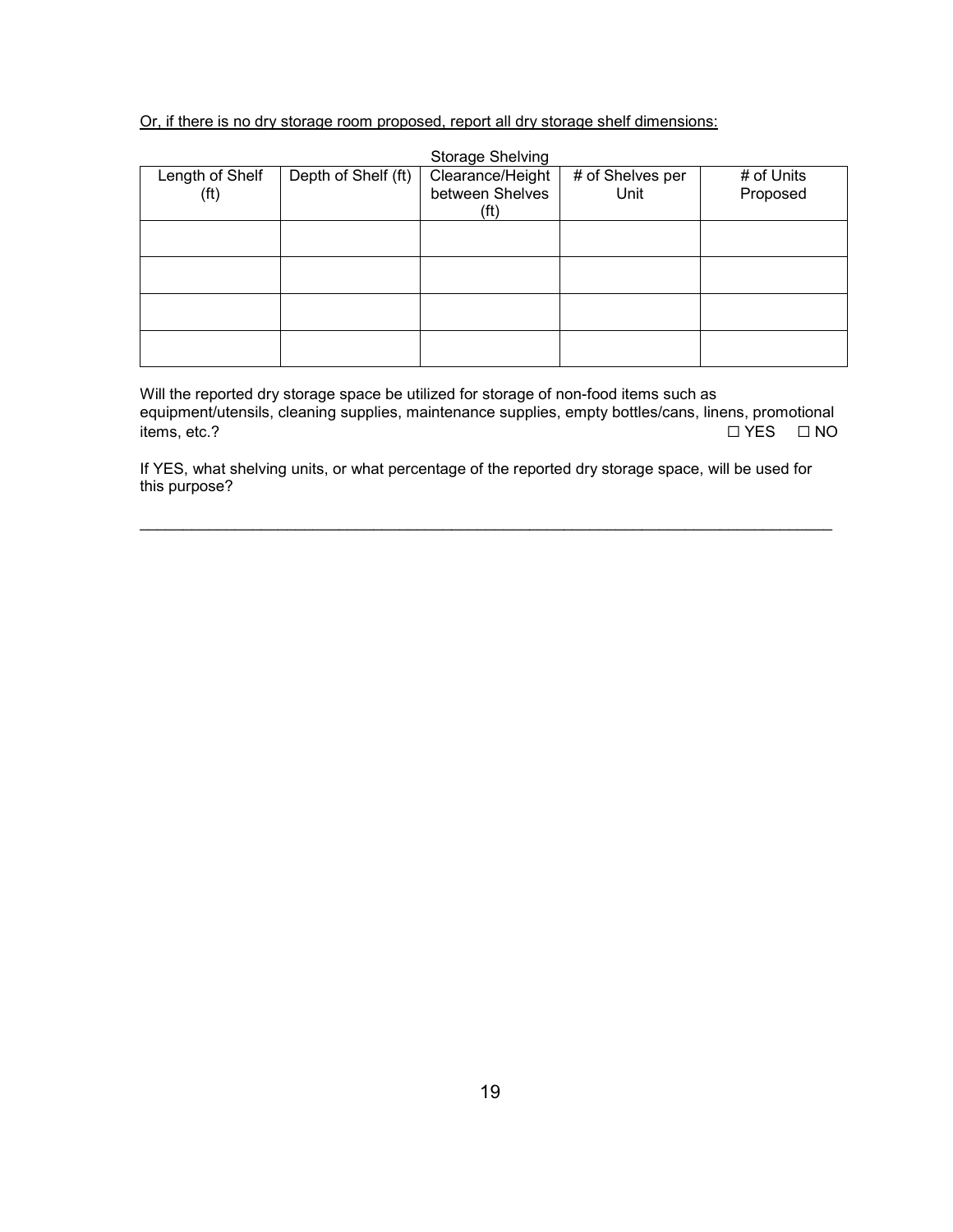<u>Or, if there is no dry storage room proposed, report all dry storage shelf dimensions:</u>

Storage Shelving

| Length of Shelf (ft) | Depth of Shelf (ft) | Clearance/Height between Shelves (ft) | # of Shelves per Unit | # of Units Proposed |
|---|---|---|---|---|
| | | | | |
| | | | | |
| | | | | |
| | | | | |

Will the reported dry storage space be utilized for storage of non-food items such as equipment/utensils, cleaning supplies, maintenance supplies, empty bottles/cans, linens, promotional items, etc.? ☐ YES ☐ NO

If YES, what shelving units, or what percentage of the reported dry storage space, will be used for this purpose?

_______________________________________________________________________________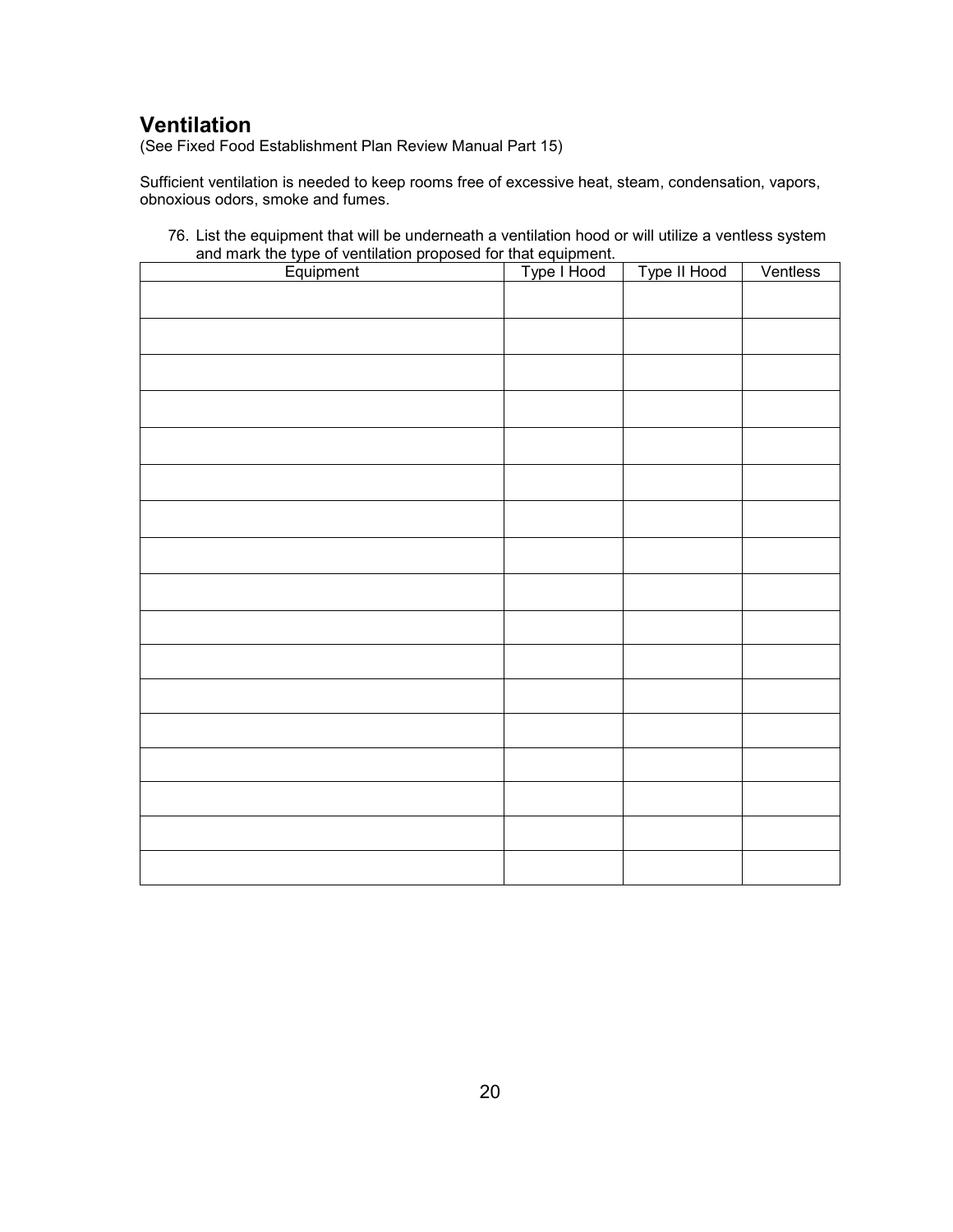## Ventilation

(See Fixed Food Establishment Plan Review Manual Part 15)

Sufficient ventilation is needed to keep rooms free of excessive heat, steam, condensation, vapors, obnoxious odors, smoke and fumes.

76. List the equipment that will be underneath a ventilation hood or will utilize a ventless system and mark the type of ventilation proposed for that equipment.

| Equipment | Type I Hood | Type II Hood | Ventless |
|---|---|---|---|
| | | | |
| | | | |
| | | | |
| | | | |
| | | | |
| | | | |
| | | | |
| | | | |
| | | | |
| | | | |
| | | | |
| | | | |
| | | | |
| | | | |
| | | | |
| | | | |
| | | | |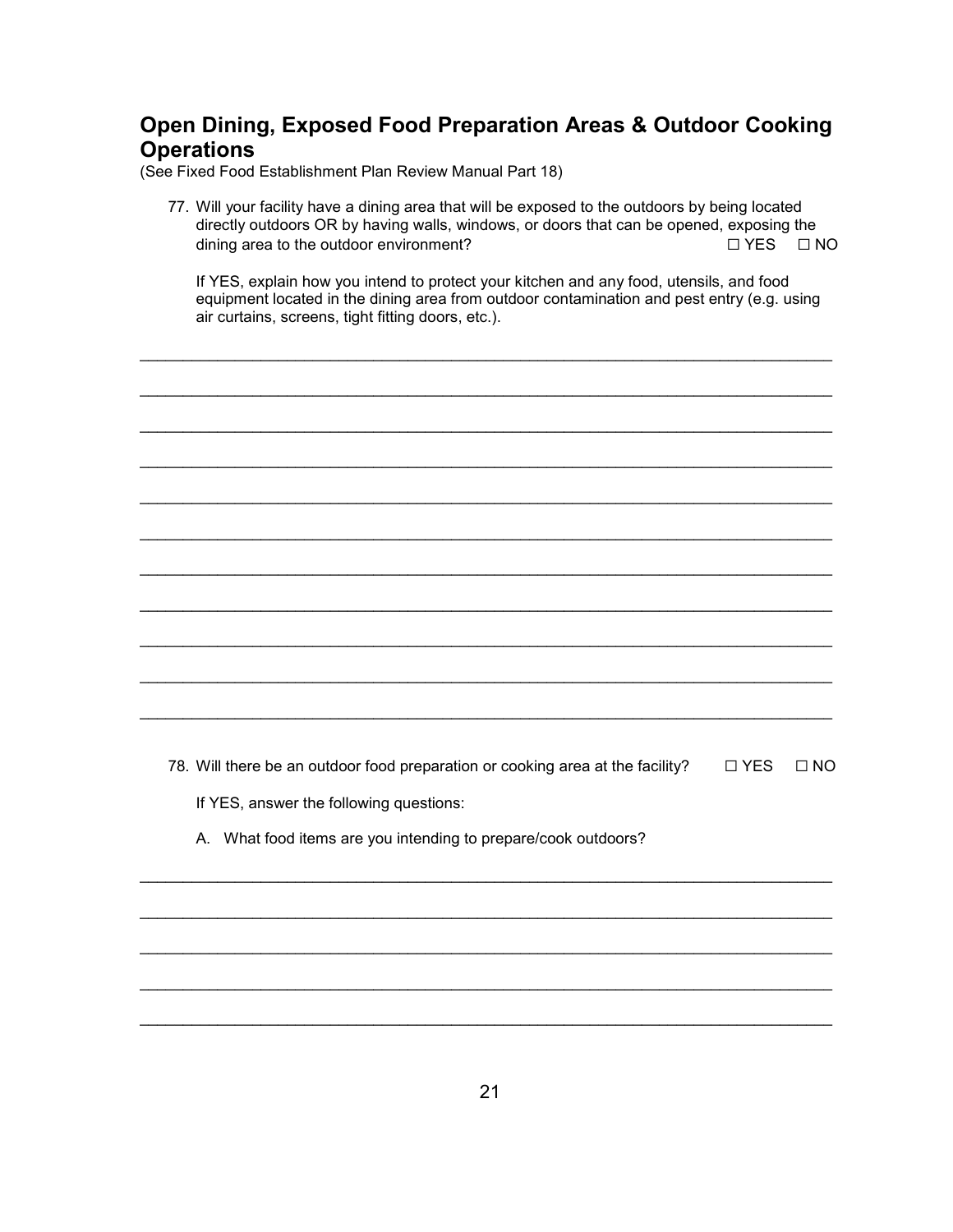## Open Dining, Exposed Food Preparation Areas & Outdoor Cooking Operations

(See Fixed Food Establishment Plan Review Manual Part 18)

77. Will your facility have a dining area that will be exposed to the outdoors by being located directly outdoors OR by having walls, windows, or doors that can be opened, exposing the dining area to the outdoor environment? ☐ YES ☐ NO

    If YES, explain how you intend to protect your kitchen and any food, utensils, and food equipment located in the dining area from outdoor contamination and pest entry (e.g. using air curtains, screens, tight fitting doors, etc.).

____________________________________________________________________________

____________________________________________________________________________

____________________________________________________________________________

____________________________________________________________________________

____________________________________________________________________________

____________________________________________________________________________

____________________________________________________________________________

____________________________________________________________________________

____________________________________________________________________________

____________________________________________________________________________

____________________________________________________________________________

78. Will there be an outdoor food preparation or cooking area at the facility? ☐ YES ☐ NO

    If YES, answer the following questions:

    A. What food items are you intending to prepare/cook outdoors?

____________________________________________________________________________

____________________________________________________________________________

____________________________________________________________________________

____________________________________________________________________________

____________________________________________________________________________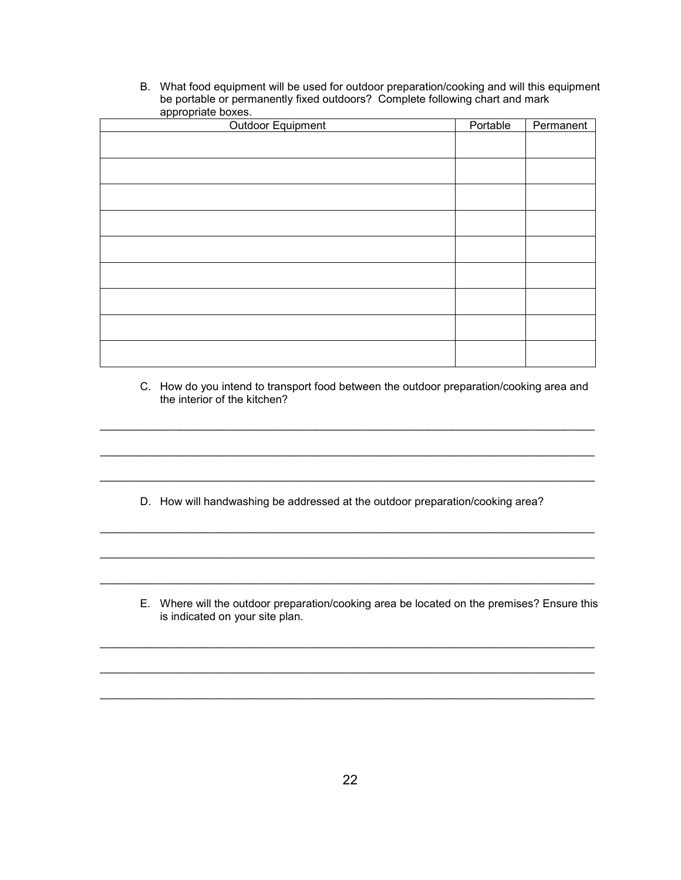B. What food equipment will be used for outdoor preparation/cooking and will this equipment be portable or permanently fixed outdoors? Complete following chart and mark appropriate boxes.

| Outdoor Equipment | Portable | Permanent |
|---|---|---|
| | | |
| | | |
| | | |
| | | |
| | | |
| | | |
| | | |
| | | |
| | | |

C. How do you intend to transport food between the outdoor preparation/cooking area and the interior of the kitchen?

______________________________________________________________________________

______________________________________________________________________________

______________________________________________________________________________

D. How will handwashing be addressed at the outdoor preparation/cooking area?

______________________________________________________________________________

______________________________________________________________________________

______________________________________________________________________________

E. Where will the outdoor preparation/cooking area be located on the premises? Ensure this is indicated on your site plan.

______________________________________________________________________________

______________________________________________________________________________

______________________________________________________________________________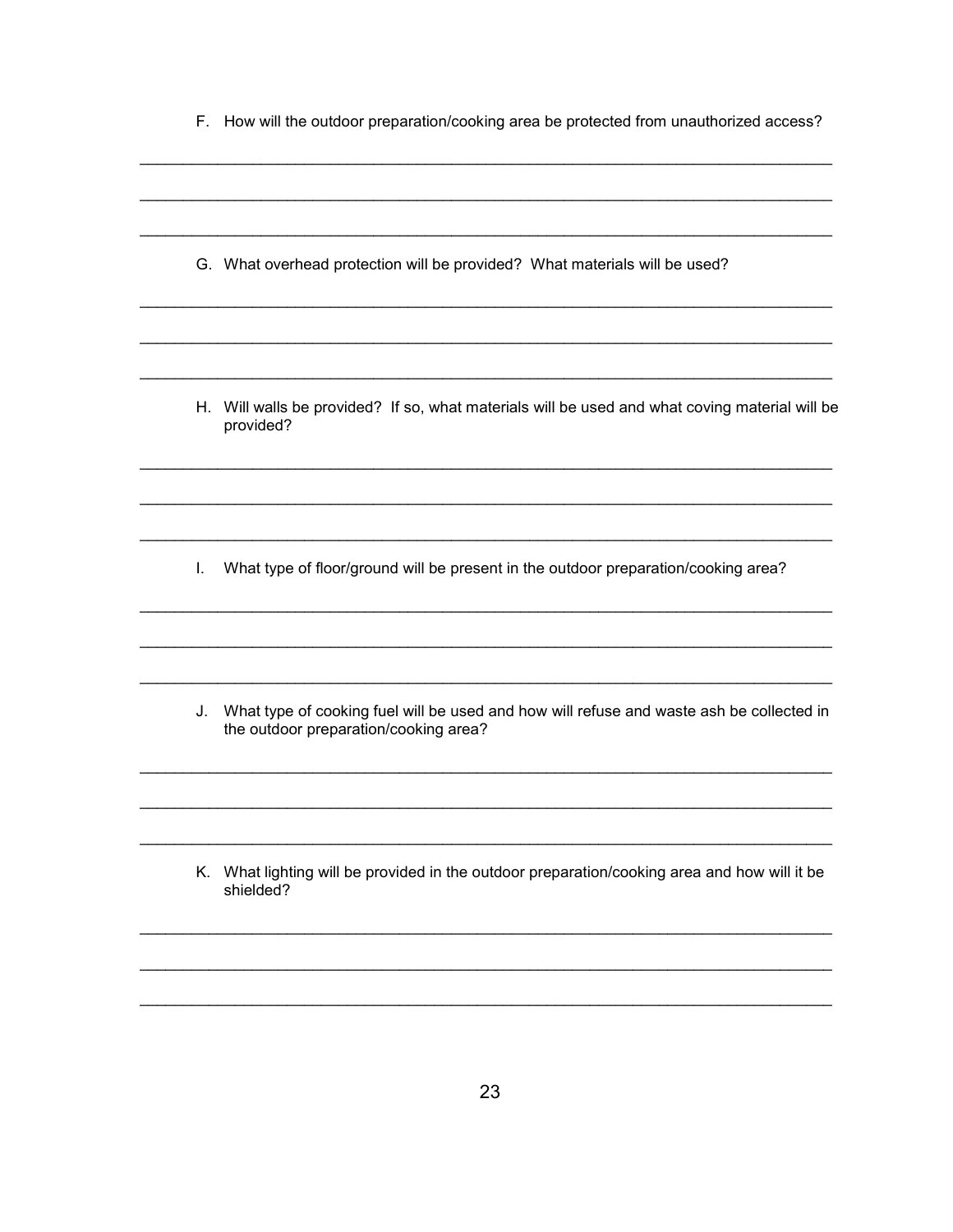F. How will the outdoor preparation/cooking area be protected from unauthorized access?

\_\_\_\_\_\_\_\_\_\_\_\_\_\_\_\_\_\_\_\_\_\_\_\_\_\_\_\_\_\_\_\_\_\_\_\_\_\_\_\_\_\_\_\_\_\_\_\_\_\_\_\_\_\_\_\_\_\_\_\_\_\_\_\_\_\_\_\_\_\_\_\_\_\_\_\_

\_\_\_\_\_\_\_\_\_\_\_\_\_\_\_\_\_\_\_\_\_\_\_\_\_\_\_\_\_\_\_\_\_\_\_\_\_\_\_\_\_\_\_\_\_\_\_\_\_\_\_\_\_\_\_\_\_\_\_\_\_\_\_\_\_\_\_\_\_\_\_\_\_\_\_\_

\_\_\_\_\_\_\_\_\_\_\_\_\_\_\_\_\_\_\_\_\_\_\_\_\_\_\_\_\_\_\_\_\_\_\_\_\_\_\_\_\_\_\_\_\_\_\_\_\_\_\_\_\_\_\_\_\_\_\_\_\_\_\_\_\_\_\_\_\_\_\_\_\_\_\_\_

G. What overhead protection will be provided? What materials will be used?

\_\_\_\_\_\_\_\_\_\_\_\_\_\_\_\_\_\_\_\_\_\_\_\_\_\_\_\_\_\_\_\_\_\_\_\_\_\_\_\_\_\_\_\_\_\_\_\_\_\_\_\_\_\_\_\_\_\_\_\_\_\_\_\_\_\_\_\_\_\_\_\_\_\_\_\_

\_\_\_\_\_\_\_\_\_\_\_\_\_\_\_\_\_\_\_\_\_\_\_\_\_\_\_\_\_\_\_\_\_\_\_\_\_\_\_\_\_\_\_\_\_\_\_\_\_\_\_\_\_\_\_\_\_\_\_\_\_\_\_\_\_\_\_\_\_\_\_\_\_\_\_\_

\_\_\_\_\_\_\_\_\_\_\_\_\_\_\_\_\_\_\_\_\_\_\_\_\_\_\_\_\_\_\_\_\_\_\_\_\_\_\_\_\_\_\_\_\_\_\_\_\_\_\_\_\_\_\_\_\_\_\_\_\_\_\_\_\_\_\_\_\_\_\_\_\_\_\_\_

H. Will walls be provided? If so, what materials will be used and what coving material will be provided?

\_\_\_\_\_\_\_\_\_\_\_\_\_\_\_\_\_\_\_\_\_\_\_\_\_\_\_\_\_\_\_\_\_\_\_\_\_\_\_\_\_\_\_\_\_\_\_\_\_\_\_\_\_\_\_\_\_\_\_\_\_\_\_\_\_\_\_\_\_\_\_\_\_\_\_\_

\_\_\_\_\_\_\_\_\_\_\_\_\_\_\_\_\_\_\_\_\_\_\_\_\_\_\_\_\_\_\_\_\_\_\_\_\_\_\_\_\_\_\_\_\_\_\_\_\_\_\_\_\_\_\_\_\_\_\_\_\_\_\_\_\_\_\_\_\_\_\_\_\_\_\_\_

\_\_\_\_\_\_\_\_\_\_\_\_\_\_\_\_\_\_\_\_\_\_\_\_\_\_\_\_\_\_\_\_\_\_\_\_\_\_\_\_\_\_\_\_\_\_\_\_\_\_\_\_\_\_\_\_\_\_\_\_\_\_\_\_\_\_\_\_\_\_\_\_\_\_\_\_

I. What type of floor/ground will be present in the outdoor preparation/cooking area?

\_\_\_\_\_\_\_\_\_\_\_\_\_\_\_\_\_\_\_\_\_\_\_\_\_\_\_\_\_\_\_\_\_\_\_\_\_\_\_\_\_\_\_\_\_\_\_\_\_\_\_\_\_\_\_\_\_\_\_\_\_\_\_\_\_\_\_\_\_\_\_\_\_\_\_\_

\_\_\_\_\_\_\_\_\_\_\_\_\_\_\_\_\_\_\_\_\_\_\_\_\_\_\_\_\_\_\_\_\_\_\_\_\_\_\_\_\_\_\_\_\_\_\_\_\_\_\_\_\_\_\_\_\_\_\_\_\_\_\_\_\_\_\_\_\_\_\_\_\_\_\_\_

\_\_\_\_\_\_\_\_\_\_\_\_\_\_\_\_\_\_\_\_\_\_\_\_\_\_\_\_\_\_\_\_\_\_\_\_\_\_\_\_\_\_\_\_\_\_\_\_\_\_\_\_\_\_\_\_\_\_\_\_\_\_\_\_\_\_\_\_\_\_\_\_\_\_\_\_

J. What type of cooking fuel will be used and how will refuse and waste ash be collected in the outdoor preparation/cooking area?

\_\_\_\_\_\_\_\_\_\_\_\_\_\_\_\_\_\_\_\_\_\_\_\_\_\_\_\_\_\_\_\_\_\_\_\_\_\_\_\_\_\_\_\_\_\_\_\_\_\_\_\_\_\_\_\_\_\_\_\_\_\_\_\_\_\_\_\_\_\_\_\_\_\_\_\_

\_\_\_\_\_\_\_\_\_\_\_\_\_\_\_\_\_\_\_\_\_\_\_\_\_\_\_\_\_\_\_\_\_\_\_\_\_\_\_\_\_\_\_\_\_\_\_\_\_\_\_\_\_\_\_\_\_\_\_\_\_\_\_\_\_\_\_\_\_\_\_\_\_\_\_\_

\_\_\_\_\_\_\_\_\_\_\_\_\_\_\_\_\_\_\_\_\_\_\_\_\_\_\_\_\_\_\_\_\_\_\_\_\_\_\_\_\_\_\_\_\_\_\_\_\_\_\_\_\_\_\_\_\_\_\_\_\_\_\_\_\_\_\_\_\_\_\_\_\_\_\_\_

K. What lighting will be provided in the outdoor preparation/cooking area and how will it be shielded?

\_\_\_\_\_\_\_\_\_\_\_\_\_\_\_\_\_\_\_\_\_\_\_\_\_\_\_\_\_\_\_\_\_\_\_\_\_\_\_\_\_\_\_\_\_\_\_\_\_\_\_\_\_\_\_\_\_\_\_\_\_\_\_\_\_\_\_\_\_\_\_\_\_\_\_\_

\_\_\_\_\_\_\_\_\_\_\_\_\_\_\_\_\_\_\_\_\_\_\_\_\_\_\_\_\_\_\_\_\_\_\_\_\_\_\_\_\_\_\_\_\_\_\_\_\_\_\_\_\_\_\_\_\_\_\_\_\_\_\_\_\_\_\_\_\_\_\_\_\_\_\_\_

\_\_\_\_\_\_\_\_\_\_\_\_\_\_\_\_\_\_\_\_\_\_\_\_\_\_\_\_\_\_\_\_\_\_\_\_\_\_\_\_\_\_\_\_\_\_\_\_\_\_\_\_\_\_\_\_\_\_\_\_\_\_\_\_\_\_\_\_\_\_\_\_\_\_\_\_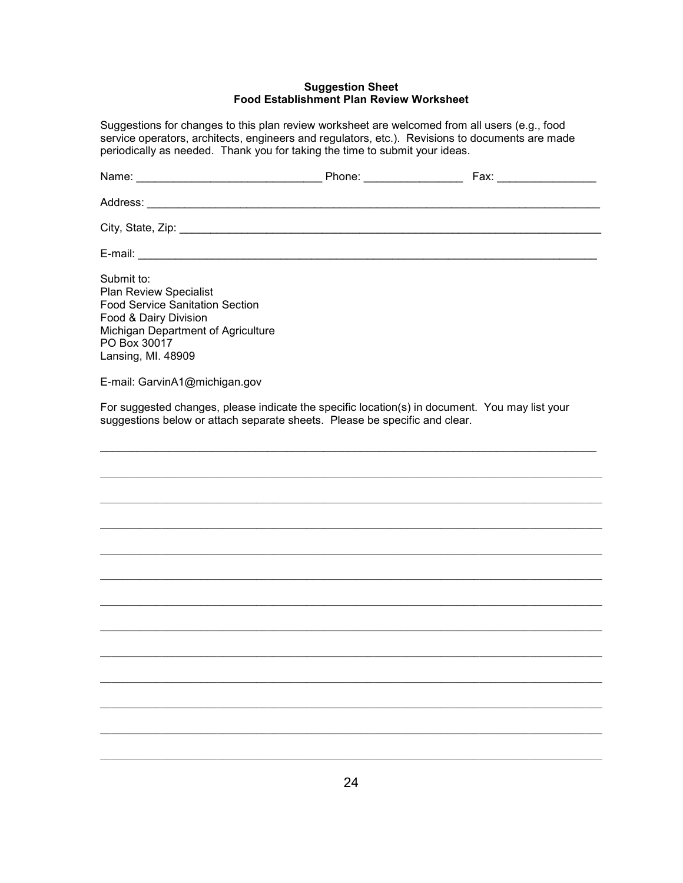**Suggestion Sheet**
**Food Establishment Plan Review Worksheet**

Suggestions for changes to this plan review worksheet are welcomed from all users (e.g., food service operators, architects, engineers and regulators, etc.). Revisions to documents are made periodically as needed. Thank you for taking the time to submit your ideas.

Name: ______________________________ Phone: ________________ Fax: ________________

Address: ______________________________________________________________________________

City, State, Zip: ______________________________________________________________________

E-mail: _______________________________________________________________________________

Submit to:
Plan Review Specialist
Food Service Sanitation Section
Food & Dairy Division
Michigan Department of Agriculture
PO Box 30017
Lansing, MI. 48909

E-mail: GarvinA1@michigan.gov

For suggested changes, please indicate the specific location(s) in document. You may list your suggestions below or attach separate sheets. Please be specific and clear.

_______________________________________________________________________________________

_______________________________________________________________________________________

_______________________________________________________________________________________

_______________________________________________________________________________________

_______________________________________________________________________________________

_______________________________________________________________________________________

_______________________________________________________________________________________

_______________________________________________________________________________________

_______________________________________________________________________________________

_______________________________________________________________________________________

_______________________________________________________________________________________

_______________________________________________________________________________________

_______________________________________________________________________________________